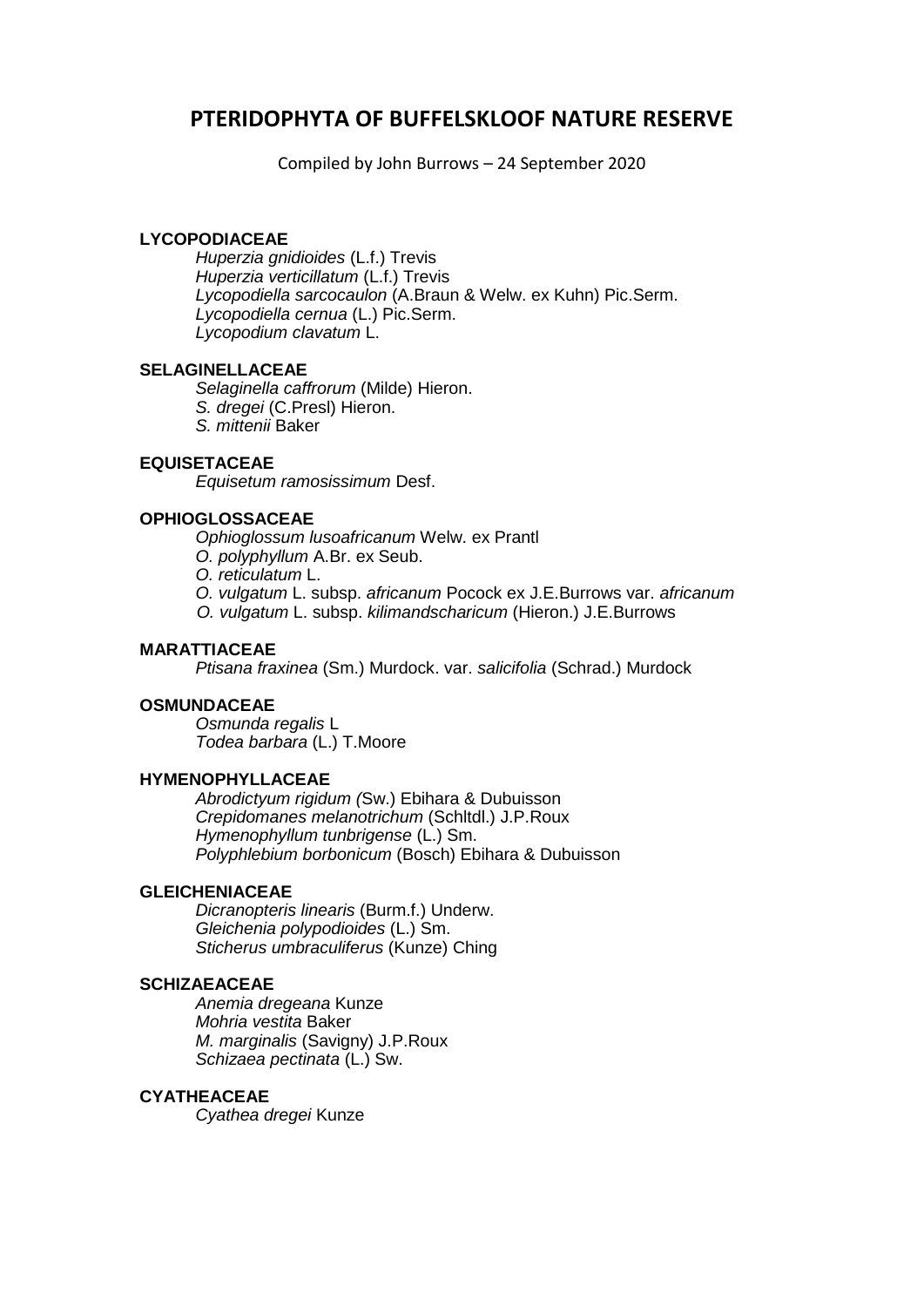# PTERIDOPHYTA OF BUFFELSKLOOF NATURE RESERVE

Compiled by John Burrows – 24 September 2020

**LYCOPODIACEAE**

*Huperzia gnidioides* (L.f.) Trevis
*Huperzia verticillatum* (L.f.) Trevis
*Lycopodiella sarcocaulon* (A.Braun & Welw. ex Kuhn) Pic.Serm.
*Lycopodiella cernua* (L.) Pic.Serm.
*Lycopodium clavatum* L.

**SELAGINELLACEAE**

*Selaginella caffrorum* (Milde) Hieron.
*S. dregei* (C.Presl) Hieron.
*S. mittenii* Baker

**EQUISETACEAE**

*Equisetum ramosissimum* Desf.

**OPHIOGLOSSACEAE**

*Ophioglossum lusoafricanum* Welw. ex Prantl
*O. polyphyllum* A.Br. ex Seub.
*O. reticulatum* L.
*O. vulgatum* L. subsp. *africanum* Pocock ex J.E.Burrows var. *africanum*
*O. vulgatum* L. subsp. *kilimandscharicum* (Hieron.) J.E.Burrows

**MARATTIACEAE**

*Ptisana fraxinea* (Sm.) Murdock. var. *salicifolia* (Schrad.) Murdock

**OSMUNDACEAE**

*Osmunda regalis* L
*Todea barbara* (L.) T.Moore

**HYMENOPHYLLACEAE**

*Abrodictyum rigidum (*Sw.) Ebihara & Dubuisson
*Crepidomanes melanotrichum* (Schltdl.) J.P.Roux
*Hymenophyllum tunbrigense* (L.) Sm.
*Polyphlebium borbonicum* (Bosch) Ebihara & Dubuisson

**GLEICHENIACEAE**

*Dicranopteris linearis* (Burm.f.) Underw.
*Gleichenia polypodioides* (L.) Sm.
*Sticherus umbraculiferus* (Kunze) Ching

**SCHIZAEACEAE**

*Anemia dregeana* Kunze
*Mohria vestita* Baker
*M. marginalis* (Savigny) J.P.Roux
*Schizaea pectinata* (L.) Sw.

**CYATHEACEAE**

*Cyathea dregei* Kunze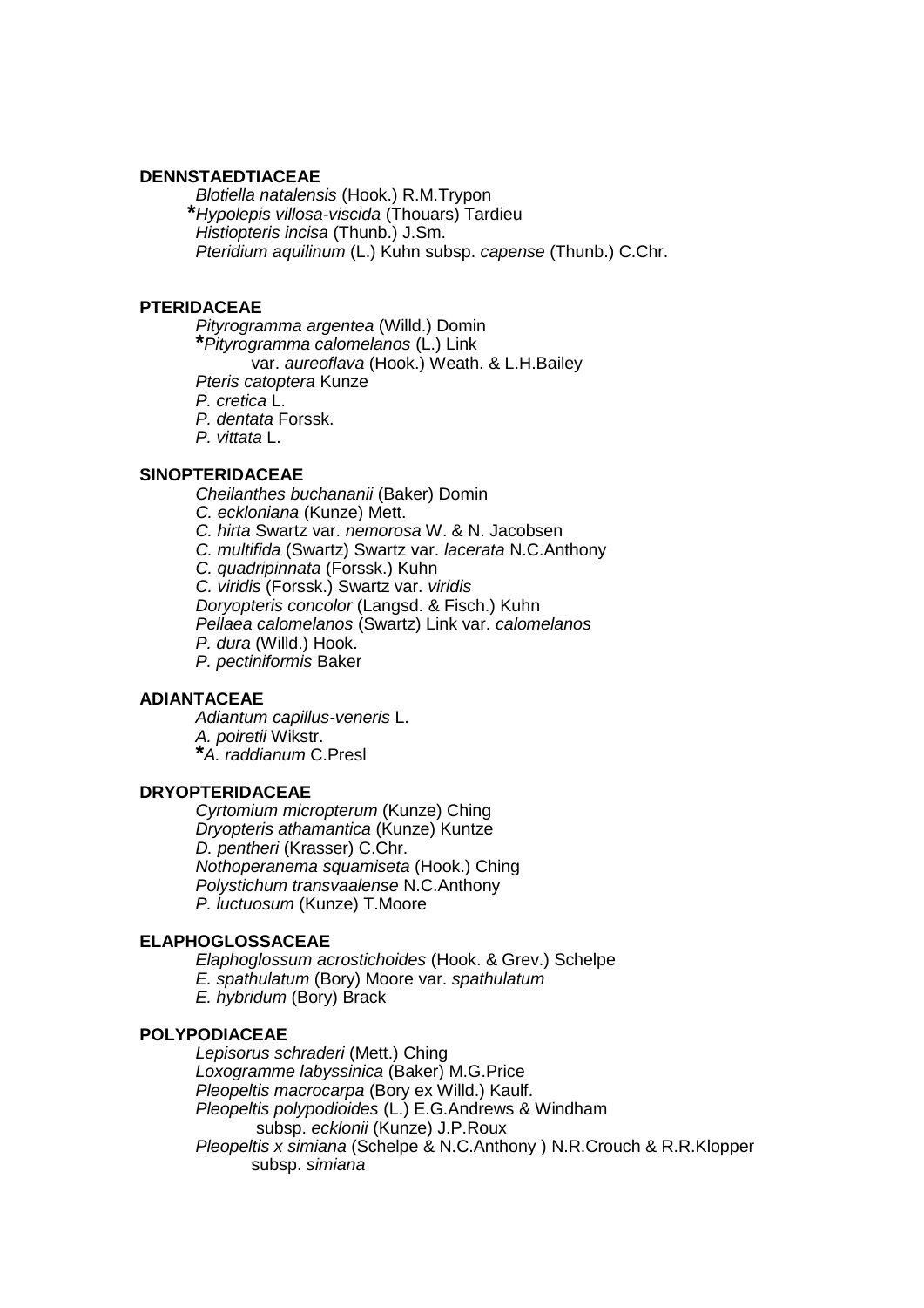**DENNSTAEDTIACEAE**

*Blotiella natalensis* (Hook.) R.M.Trypon
*\*Hypolepis villosa-viscida* (Thouars) Tardieu
*Histiopteris incisa* (Thunb.) J.Sm.
*Pteridium aquilinum* (L.) Kuhn subsp. *capense* (Thunb.) C.Chr.

**PTERIDACEAE**

*Pityrogramma argentea* (Willd.) Domin
*\*Pityrogramma calomelanos* (L.) Link
  var. *aureoflava* (Hook.) Weath. & L.H.Bailey
*Pteris catoptera* Kunze
*P. cretica* L.
*P. dentata* Forssk.
*P. vittata* L.

**SINOPTERIDACEAE**

*Cheilanthes buchananii* (Baker) Domin
*C. eckloniana* (Kunze) Mett.
*C. hirta* Swartz var. *nemorosa* W. & N. Jacobsen
*C. multifida* (Swartz) Swartz var. *lacerata* N.C.Anthony
*C. quadripinnata* (Forssk.) Kuhn
*C. viridis* (Forssk.) Swartz var. *viridis*
*Doryopteris concolor* (Langsd. & Fisch.) Kuhn
*Pellaea calomelanos* (Swartz) Link var. *calomelanos*
*P. dura* (Willd.) Hook.
*P. pectiniformis* Baker

**ADIANTACEAE**

*Adiantum capillus-veneris* L.
*A. poiretii* Wikstr.
*\*A. raddianum* C.Presl

**DRYOPTERIDACEAE**

*Cyrtomium micropterum* (Kunze) Ching
*Dryopteris athamantica* (Kunze) Kuntze
*D. pentheri* (Krasser) C.Chr.
*Nothoperanema squamiseta* (Hook.) Ching
*Polystichum transvaalense* N.C.Anthony
*P. luctuosum* (Kunze) T.Moore

**ELAPHOGLOSSACEAE**

*Elaphoglossum acrostichoides* (Hook. & Grev.) Schelpe
*E. spathulatum* (Bory) Moore var. *spathulatum*
*E. hybridum* (Bory) Brack

**POLYPODIACEAE**

*Lepisorus schraderi* (Mett.) Ching
*Loxogramme labyssinica* (Baker) M.G.Price
*Pleopeltis macrocarpa* (Bory ex Willd.) Kaulf.
*Pleopeltis polypodioides* (L.) E.G.Andrews & Windham
  subsp. *ecklonii* (Kunze) J.P.Roux
*Pleopeltis x simiana* (Schelpe & N.C.Anthony ) N.R.Crouch & R.R.Klopper
  subsp. *simiana*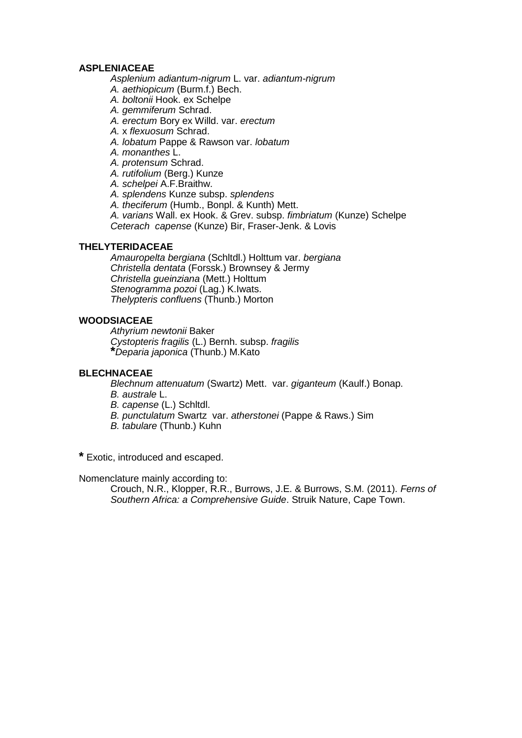**ASPLENIACEAE**

*Asplenium adiantum-nigrum* L. var. *adiantum-nigrum*
*A. aethiopicum* (Burm.f.) Bech.
*A. boltonii* Hook. ex Schelpe
*A. gemmiferum* Schrad.
*A. erectum* Bory ex Willd. var. *erectum*
*A.* x *flexuosum* Schrad.
*A. lobatum* Pappe & Rawson var. *lobatum*
*A. monanthes* L.
*A. protensum* Schrad.
*A. rutifolium* (Berg.) Kunze
*A. schelpei* A.F.Braithw.
*A. splendens* Kunze subsp. *splendens*
*A. theciferum* (Humb., Bonpl. & Kunth) Mett.
*A. varians* Wall. ex Hook. & Grev. subsp. *fimbriatum* (Kunze) Schelpe
*Ceterach capense* (Kunze) Bir, Fraser-Jenk. & Lovis

**THELYTERIDACEAE**

*Amauropelta bergiana* (Schltdl.) Holttum var. *bergiana*
*Christella dentata* (Forssk.) Brownsey & Jermy
*Christella gueinziana* (Mett.) Holttum
*Stenogramma pozoi* (Lag.) K.Iwats.
*Thelypteris confluens* (Thunb.) Morton

**WOODSIACEAE**

*Athyrium newtonii* Baker
*Cystopteris fragilis* (L.) Bernh. subsp. *fragilis*
**\***Deparia japonica* (Thunb.) M.Kato

**BLECHNACEAE**

*Blechnum attenuatum* (Swartz) Mett. var. *giganteum* (Kaulf.) Bonap.
*B. australe* L.
*B. capense* (L.) Schltdl.
*B. punctulatum* Swartz var. *atherstonei* (Pappe & Raws.) Sim
*B. tabulare* (Thunb.) Kuhn

**\*** Exotic, introduced and escaped.

Nomenclature mainly according to:

Crouch, N.R., Klopper, R.R., Burrows, J.E. & Burrows, S.M. (2011). *Ferns of Southern Africa: a Comprehensive Guide*. Struik Nature, Cape Town.